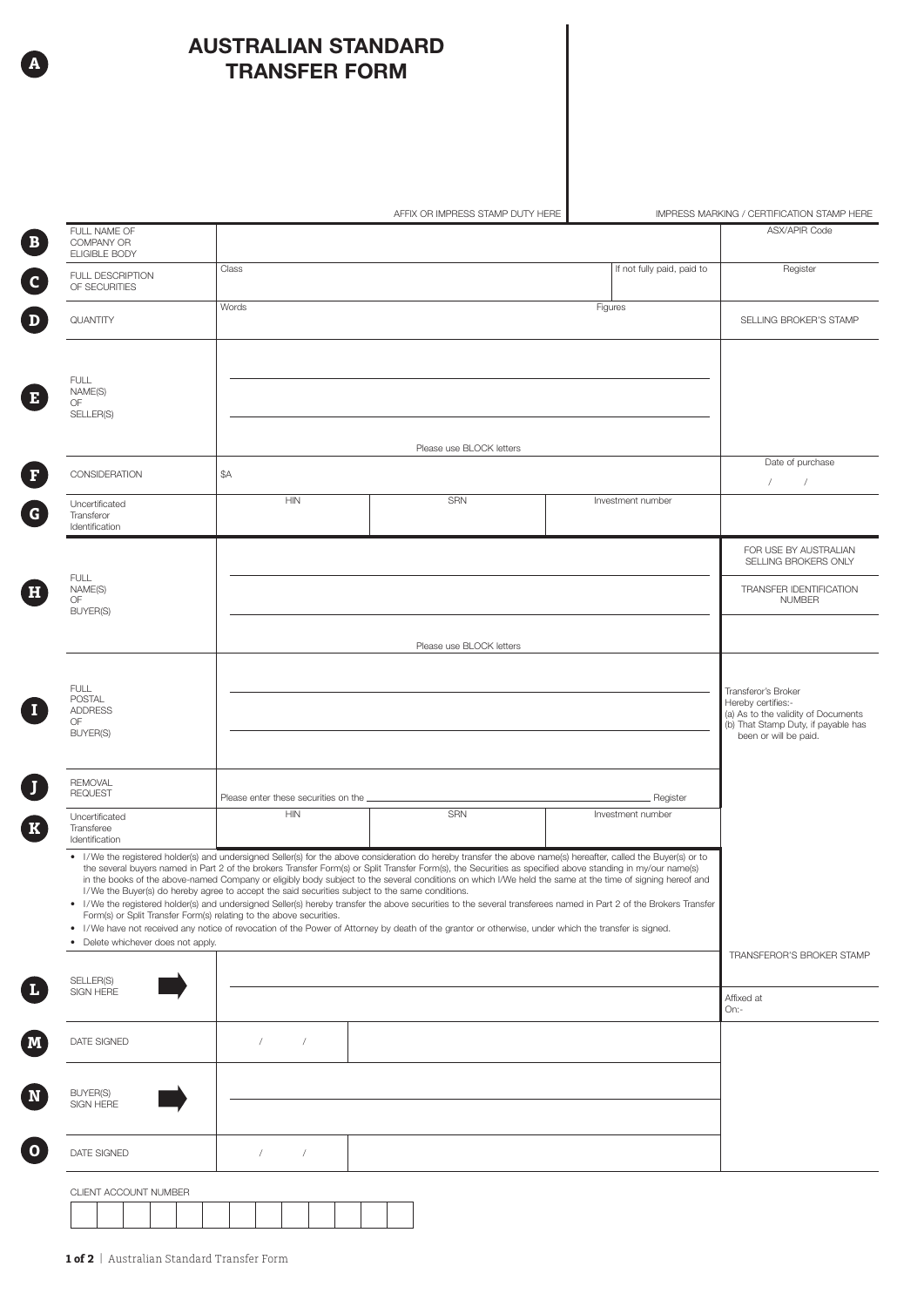A

# AUSTRALIAN STANDARD TRANSFER FORM

AFFIX OR IMPRESS STAMP DUTY HERE

IMPRESS MARKING / CERTIFICATION STAMP HERE

| | | | | | |
|---|---|---|---|---|---|
| **B** | FULL NAME OF COMPANY OR ELIGIBLE BODY | | | | ASX/APIR Code |
| **C** | FULL DESCRIPTION OF SECURITIES | Class | | If not fully paid, paid to | Register |
| **D** | QUANTITY | Words | | Figures | SELLING BROKER'S STAMP |
| **E** | FULL NAME(S) OF SELLER(S) | Please use BLOCK letters | | | |
| **F** | CONSIDERATION | $A | | | Date of purchase / / |
| **G** | Uncertificated Transferor Identification | HIN | SRN | Investment number | |
| **H** | FULL NAME(S) OF BUYER(S) | Please use BLOCK letters | | | FOR USE BY AUSTRALIAN SELLING BROKERS ONLY<br>TRANSFER IDENTIFICATION NUMBER |
| **I** | FULL POSTAL ADDRESS OF BUYER(S) | | | | Transferor's Broker Hereby certifies:-<br>(a) As to the validity of Documents<br>(b) That Stamp Duty, if payable has been or will be paid. |
| **J** | REMOVAL REQUEST | Please enter these securities on the ______ Register | | | |
| **K** | Uncertificated Transferee Identification | HIN | SRN | Investment number | |

- I/We the registered holder(s) and undersigned Seller(s) for the above consideration do hereby transfer the above name(s) hereafter, called the Buyer(s) or to the several buyers named in Part 2 of the brokers Transfer Form(s) or Split Transfer Form(s), the Securities as specified above standing in my/our name(s) in the books of the above-named Company or eligibly body subject to the several conditions on which I/We held the same at the time of signing hereof and I/We the Buyer(s) do hereby agree to accept the said securities subject to the same conditions.
- I/We the registered holder(s) and undersigned Seller(s) hereby transfer the above securities to the several transferees named in Part 2 of the Brokers Transfer Form(s) or Split Transfer Form(s) relating to the above securities.
- I/We have not received any notice of revocation of the Power of Attorney by death of the grantor or otherwise, under which the transfer is signed.
- Delete whichever does not apply.

TRANSFEROR'S BROKER STAMP

| | | | |
|---|---|---|---|
| **L** | SELLER(S) SIGN HERE | | Affixed at<br>On:- |
| **M** | DATE SIGNED | / / | |
| **N** | BUYER(S) SIGN HERE | | |
| **O** | DATE SIGNED | / / | |

CLIENT ACCOUNT NUMBER

| | | | | | | | | | | | | |
|---|---|---|---|---|---|---|---|---|---|---|---|---|
| | | | | | | | | | | | | |